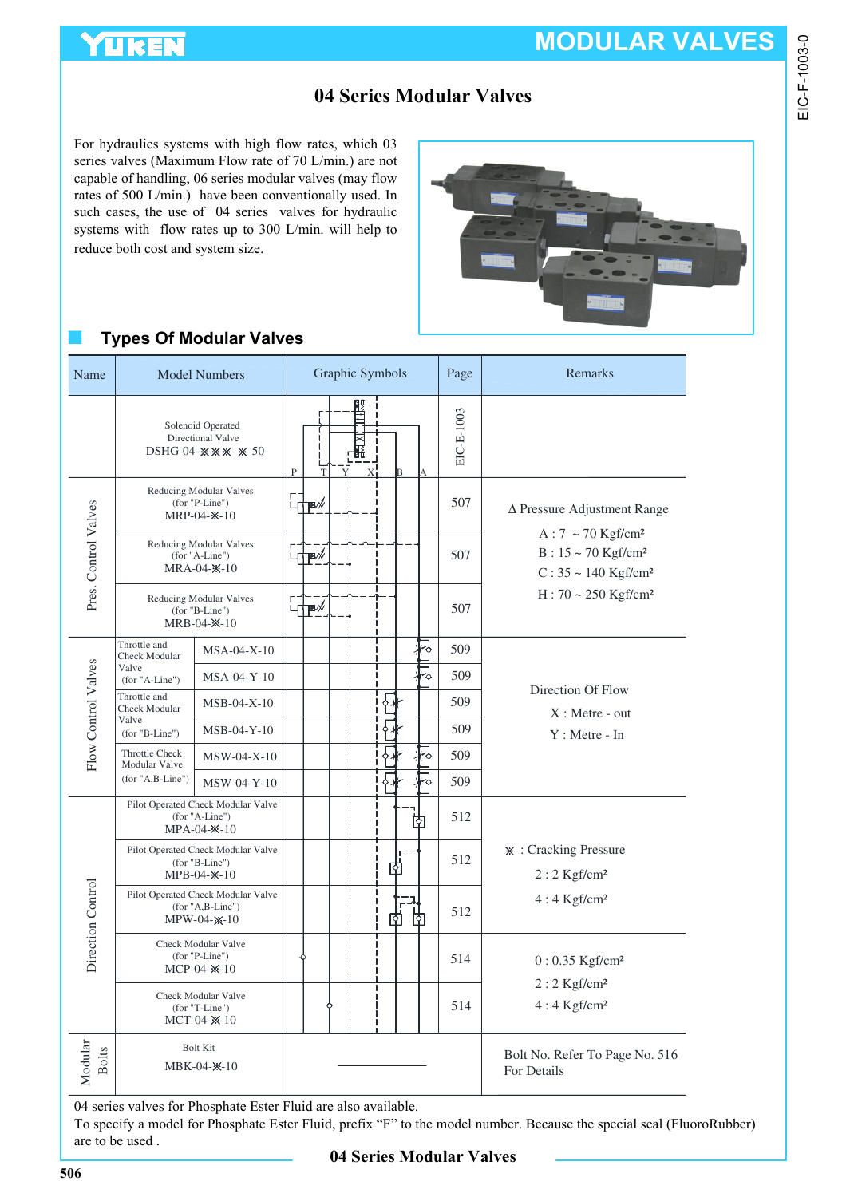# MODULAR VALVES

## 04 Series Modular Valves

For hydraulics systems with high flow rates, which 03 series valves (Maximum Flow rate of 70 L/min.) are not capable of handling, 06 series modular valves (may flow rates of 500 L/min.) have been conventionally used. In such cases, the use of 04 series valves for hydraulic systems with flow rates up to 300 L/min. will help to reduce both cost and system size.

### Types Of Modular Valves

| Name | | Model Numbers | Graphic Symbols | Page | Remarks |
|---|---|---|---|---|---|
| | Solenoid Operated Directional Valve DSHG-04-※※※-※-50 | | P T Y X B A | EIC-E-1003 | |
| Pres. Control Valves | Reducing Modular Valves (for "P-Line") MRP-04-※-10 | | | 507 | Δ Pressure Adjustment Range<br>A : 7 ~ 70 Kgf/cm²<br>B : 15 ~ 70 Kgf/cm²<br>C : 35 ~ 140 Kgf/cm²<br>H : 70 ~ 250 Kgf/cm² |
| | Reducing Modular Valves (for "A-Line") MRA-04-※-10 | | | 507 | |
| | Reducing Modular Valves (for "B-Line") MRB-04-※-10 | | | 507 | |
| Flow Control Valves | Throttle and Check Modular Valve (for "A-Line") | MSA-04-X-10 | | 509 | Direction Of Flow<br>X : Metre - out<br>Y : Metre - In |
| | | MSA-04-Y-10 | | 509 | |
| | Throttle and Check Modular Valve (for "B-Line") | MSB-04-X-10 | | 509 | |
| | | MSB-04-Y-10 | | 509 | |
| | Throttle Check Modular Valve (for "A,B-Line") | MSW-04-X-10 | | 509 | |
| | | MSW-04-Y-10 | | 509 | |
| Direction Control | Pilot Operated Check Modular Valve (for "A-Line") MPA-04-※-10 | | | 512 | ※ : Cracking Pressure<br>2 : 2 Kgf/cm²<br>4 : 4 Kgf/cm² |
| | Pilot Operated Check Modular Valve (for "B-Line") MPB-04-※-10 | | | 512 | |
| | Pilot Operated Check Modular Valve (for "A,B-Line") MPW-04-※-10 | | | 512 | |
| | Check Modular Valve (for "P-Line") MCP-04-※-10 | | | 514 | 0 : 0.35 Kgf/cm²<br>2 : 2 Kgf/cm²<br>4 : 4 Kgf/cm² |
| | Check Modular Valve (for "T-Line") MCT-04-※-10 | | | 514 | |
| Modular Bolts | Bolt Kit MBK-04-※-10 | | | | Bolt No. Refer To Page No. 516 For Details |

04 series valves for Phosphate Ester Fluid are also available.
To specify a model for Phosphate Ester Fluid, prefix "F" to the model number. Because the special seal (FluoroRubber) are to be used .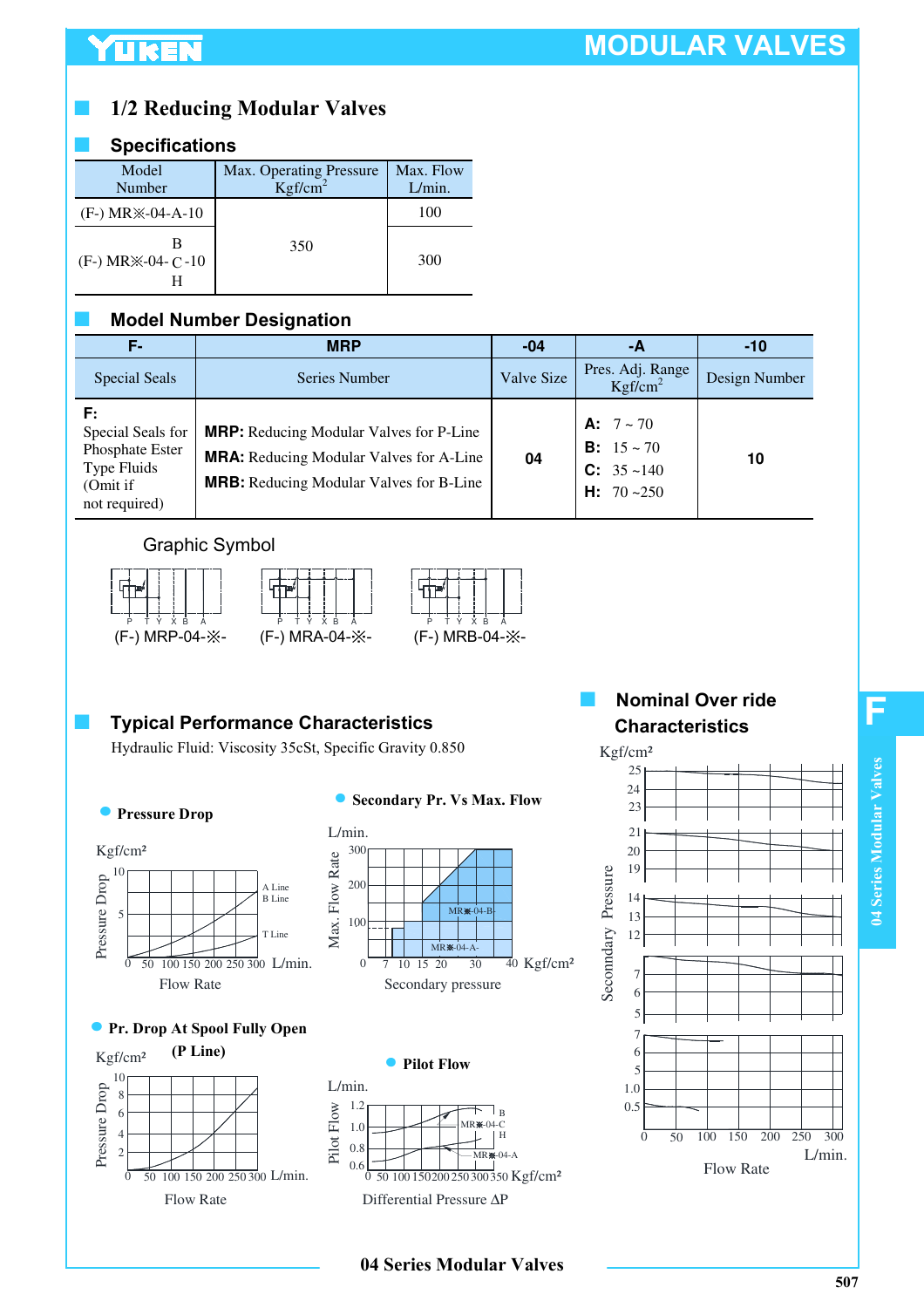## 1/2 Reducing Modular Valves

## Specifications

| Model Number | Max. Operating Pressure Kgf/cm$^2$ | Max. Flow L/min. |
|---|---|---|
| (F-) MR※-04-A-10 | 350 | 100 |
| (F-) MR※-04-B/C/H-10 | | 300 |

## Model Number Designation

| F- | MRP | -04 | -A | -10 |
|---|---|---|---|---|
| Special Seals | Series Number | Valve Size | Pres. Adj. Range Kgf/cm$^2$ | Design Number |
| **F:** Special Seals for Phosphate Ester Type Fluids (Omit if not required) | **MRP:** Reducing Modular Valves for P-Line<br>**MRA:** Reducing Modular Valves for A-Line<br>**MRB:** Reducing Modular Valves for B-Line | **04** | **A:** 7 ~ 70<br>**B:** 15 ~ 70<br>**C:** 35 ~140<br>**H:** 70 ~250 | **10** |

Graphic Symbol

(F-) MRP-04-※-　(F-) MRA-04-※-　(F-) MRB-04-※-

## Typical Performance Characteristics

Hydraulic Fluid: Viscosity 35cSt, Specific Gravity 0.850

- **Pressure Drop**
- **Secondary Pr. Vs Max. Flow**
- **Pr. Drop At Spool Fully Open (P Line)**
- **Pilot Flow**

## Nominal Over ride Characteristics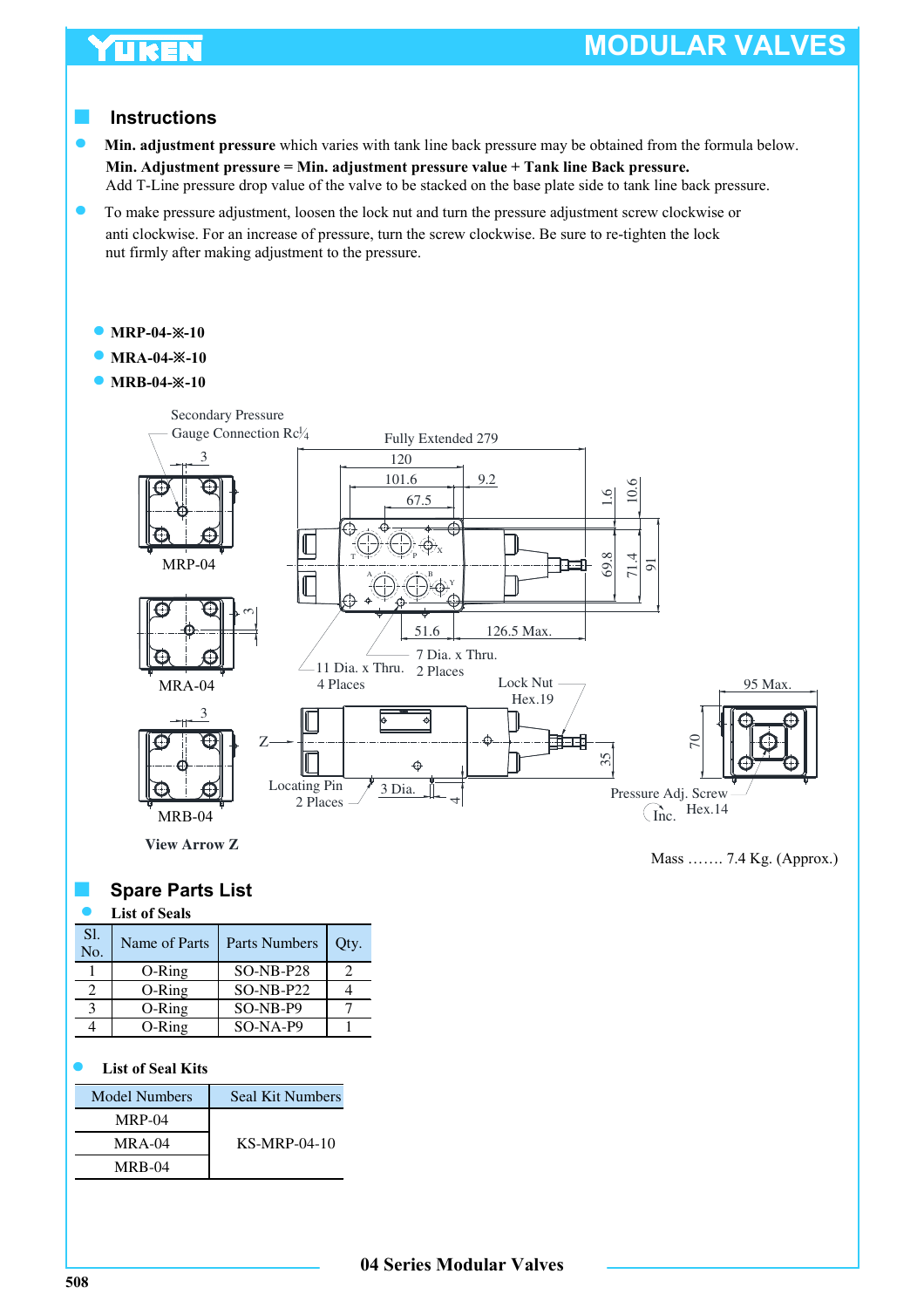## Instructions

- **Min. adjustment pressure** which varies with tank line back pressure may be obtained from the formula below.
  **Min. Adjustment pressure = Min. adjustment pressure value + Tank line Back pressure.**
  Add T-Line pressure drop value of the valve to be stacked on the base plate side to tank line back pressure.
- To make pressure adjustment, loosen the lock nut and turn the pressure adjustment screw clockwise or anti clockwise. For an increase of pressure, turn the screw clockwise. Be sure to re-tighten the lock nut firmly after making adjustment to the pressure.

- **MRP-04-※-10**
- **MRA-04-※-10**
- **MRB-04-※-10**

Secondary Pressure Gauge Connection Rc¼

Fully Extended 279

120

101.6

9.2

67.5

1.6

10.6

69.8

71.4

91

51.6

126.5 Max.

11 Dia. x Thru. 4 Places

7 Dia. x Thru. 2 Places

Lock Nut Hex.19

95 Max.

70

35

Locating Pin 2 Places

3 Dia.

4

Pressure Adj. Screw Hex.14

Inc.

MRP-04

MRA-04

MRB-04

**View Arrow Z**

Mass ……. 7.4 Kg. (Approx.)

## Spare Parts List

- **List of Seals**

| Sl. No. | Name of Parts | Parts Numbers | Qty. |
|---|---|---|---|
| 1 | O-Ring | SO-NB-P28 | 2 |
| 2 | O-Ring | SO-NB-P22 | 4 |
| 3 | O-Ring | SO-NB-P9 | 7 |
| 4 | O-Ring | SO-NA-P9 | 1 |

- **List of Seal Kits**

| Model Numbers | Seal Kit Numbers |
|---|---|
| MRP-04 | KS-MRP-04-10 |
| MRA-04 | |
| MRB-04 | |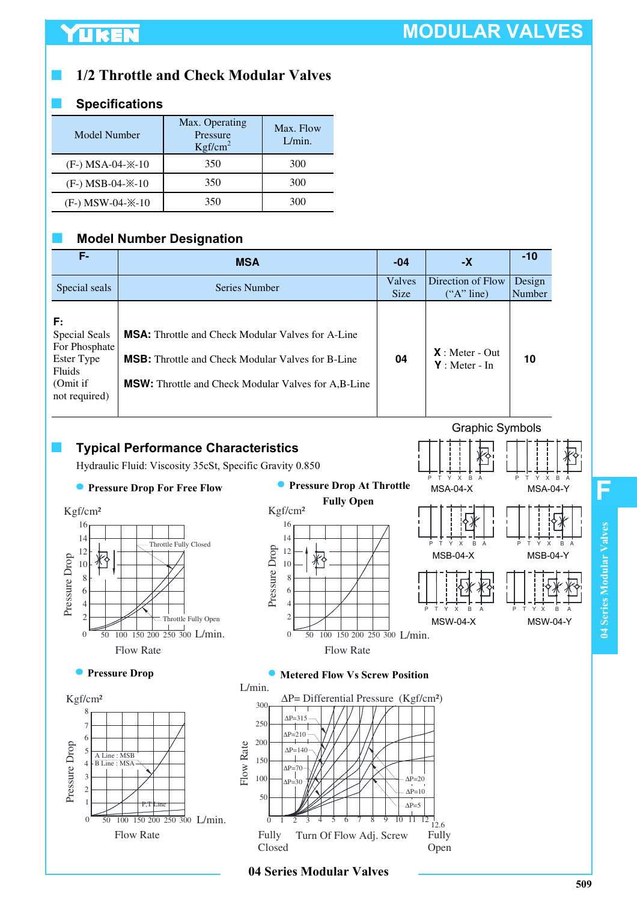## 1/2 Throttle and Check Modular Valves

### Specifications

| Model Number | Max. Operating Pressure Kgf/cm² | Max. Flow L/min. |
|---|---|---|
| (F-) MSA-04-※-10 | 350 | 300 |
| (F-) MSB-04-※-10 | 350 | 300 |
| (F-) MSW-04-※-10 | 350 | 300 |

### Model Number Designation

| F- | MSA | -04 | -X | -10 |
|---|---|---|---|---|
| Special seals | Series Number | Valves Size | Direction of Flow ("A" line) | Design Number |
| **F:** Special Seals For Phosphate Ester Type Fluids (Omit if not required) | **MSA:** Throttle and Check Modular Valves for A-Line<br>**MSB:** Throttle and Check Modular Valves for B-Line<br>**MSW:** Throttle and Check Modular Valves for A,B-Line | **04** | **X** : Meter - Out<br>**Y** : Meter - In | **10** |

Graphic Symbols

MSA-04-X, MSA-04-Y, MSB-04-X, MSB-04-Y, MSW-04-X, MSW-04-Y

### Typical Performance Characteristics

Hydraulic Fluid: Viscosity 35cSt, Specific Gravity 0.850

- **Pressure Drop For Free Flow**
- **Pressure Drop At Throttle Fully Open**
- **Pressure Drop**
- **Metered Flow Vs Screw Position**

04 Series Modular Valves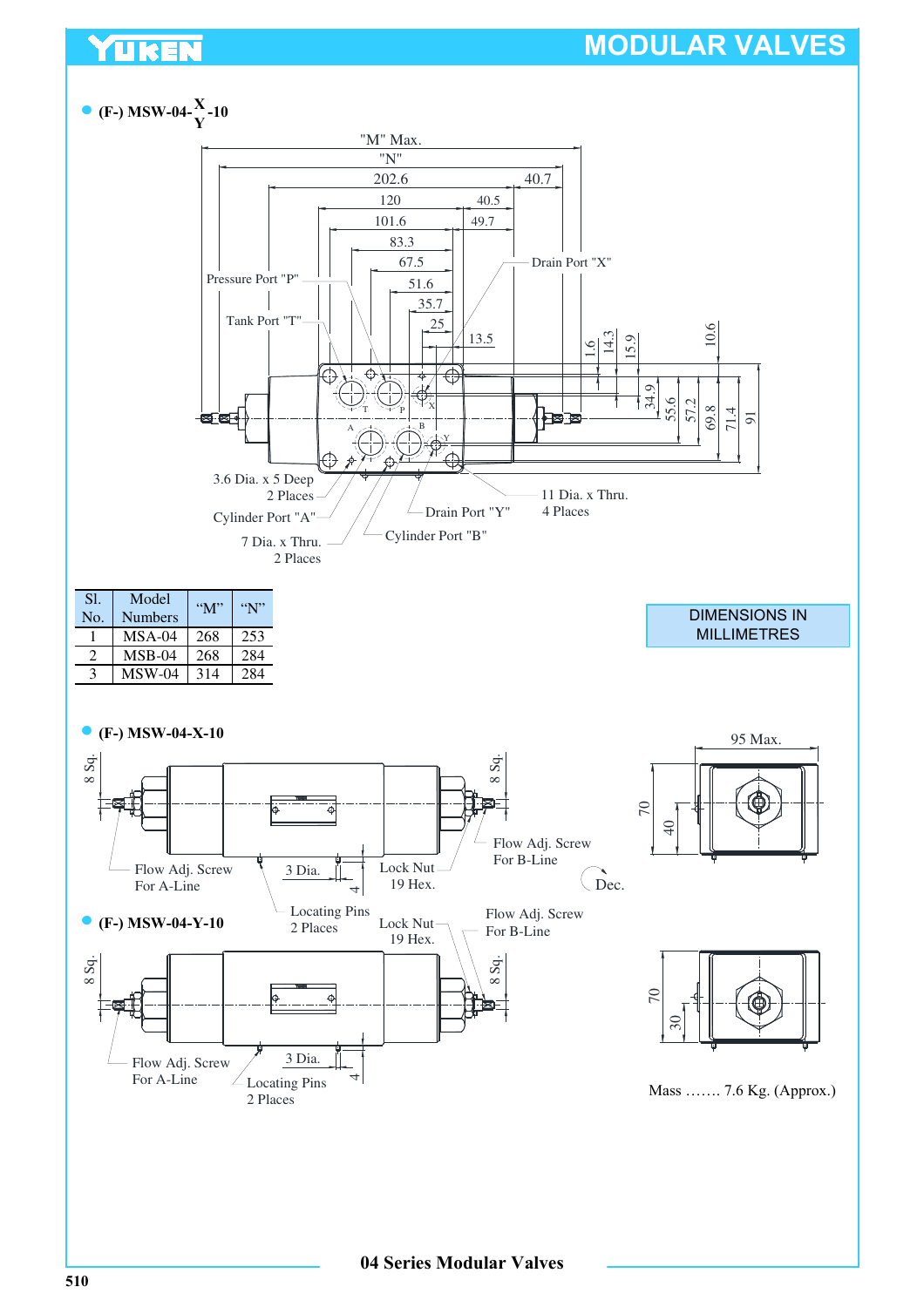MODULAR VALVES

- **(F-) MSW-04-$^{X}_{Y}$-10**

"M" Max.
"N"
202.6
40.7
120
40.5
101.6
49.7
83.3
67.5
51.6
35.7
25
13.5

Pressure Port "P"
Tank Port "T"
Drain Port "X"
1.6
14.3
15.9
10.6
34.9
55.6
57.2
69.8
71.4
91

3.6 Dia. x 5 Deep
2 Places
Cylinder Port "A"
7 Dia. x Thru.
2 Places
Drain Port "Y"
Cylinder Port "B"
11 Dia. x Thru.
4 Places

| Sl. No. | Model Numbers | "M" | "N" |
|---|---|---|---|
| 1 | MSA-04 | 268 | 253 |
| 2 | MSB-04 | 268 | 284 |
| 3 | MSW-04 | 314 | 284 |

DIMENSIONS IN MILLIMETRES

- **(F-) MSW-04-X-10**

8 Sq.
8 Sq.
Flow Adj. Screw
For A-Line
3 Dia.
4
Lock Nut
19 Hex.
Flow Adj. Screw
For B-Line
Dec.
Locating Pins
2 Places
95 Max.
70
40

- **(F-) MSW-04-Y-10**

Lock Nut
19 Hex.
Flow Adj. Screw
For B-Line
8 Sq.
8 Sq.
Flow Adj. Screw
For A-Line
3 Dia.
4
Locating Pins
2 Places
70
30

Mass ……. 7.6 Kg. (Approx.)

04 Series Modular Valves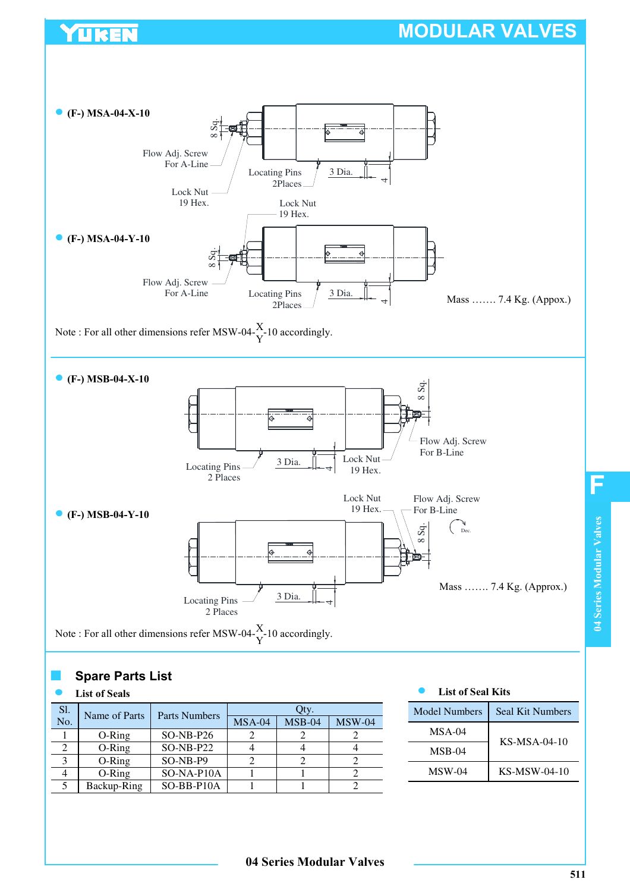- **(F-) MSA-04-X-10**

8 Sq.

Flow Adj. Screw For A-Line

Lock Nut 19 Hex.

Locating Pins 2Places

3 Dia.

4

Lock Nut 19 Hex.

- **(F-) MSA-04-Y-10**

8 Sq.

Flow Adj. Screw For A-Line

Locating Pins 2Places

3 Dia.

4

Mass ……. 7.4 Kg. (Appox.)

Note : For all other dimensions refer MSW-04-$\frac{X}{Y}$-10 accordingly.

- **(F-) MSB-04-X-10**

8 Sq.

Flow Adj. Screw For B-Line

Lock Nut 19 Hex.

Locating Pins 2 Places

3 Dia.

4

- **(F-) MSB-04-Y-10**

Lock Nut 19 Hex.

Flow Adj. Screw For B-Line

Dec.

8 Sq.

Locating Pins 2 Places

3 Dia.

4

Mass ……. 7.4 Kg. (Approx.)

Note : For all other dimensions refer MSW-04-$\frac{X}{Y}$-10 accordingly.

## Spare Parts List

- **List of Seals**

| Sl. No. | Name of Parts | Parts Numbers | Qty. | | |
|---|---|---|---|---|---|
| | | | MSA-04 | MSB-04 | MSW-04 |
| 1 | O-Ring | SO-NB-P26 | 2 | 2 | 2 |
| 2 | O-Ring | SO-NB-P22 | 4 | 4 | 4 |
| 3 | O-Ring | SO-NB-P9 | 2 | 2 | 2 |
| 4 | O-Ring | SO-NA-P10A | 1 | 1 | 2 |
| 5 | Backup-Ring | SO-BB-P10A | 1 | 1 | 2 |

- **List of Seal Kits**

| Model Numbers | Seal Kit Numbers |
|---|---|
| MSA-04 | KS-MSA-04-10 |
| MSB-04 | KS-MSA-04-10 |
| MSW-04 | KS-MSW-04-10 |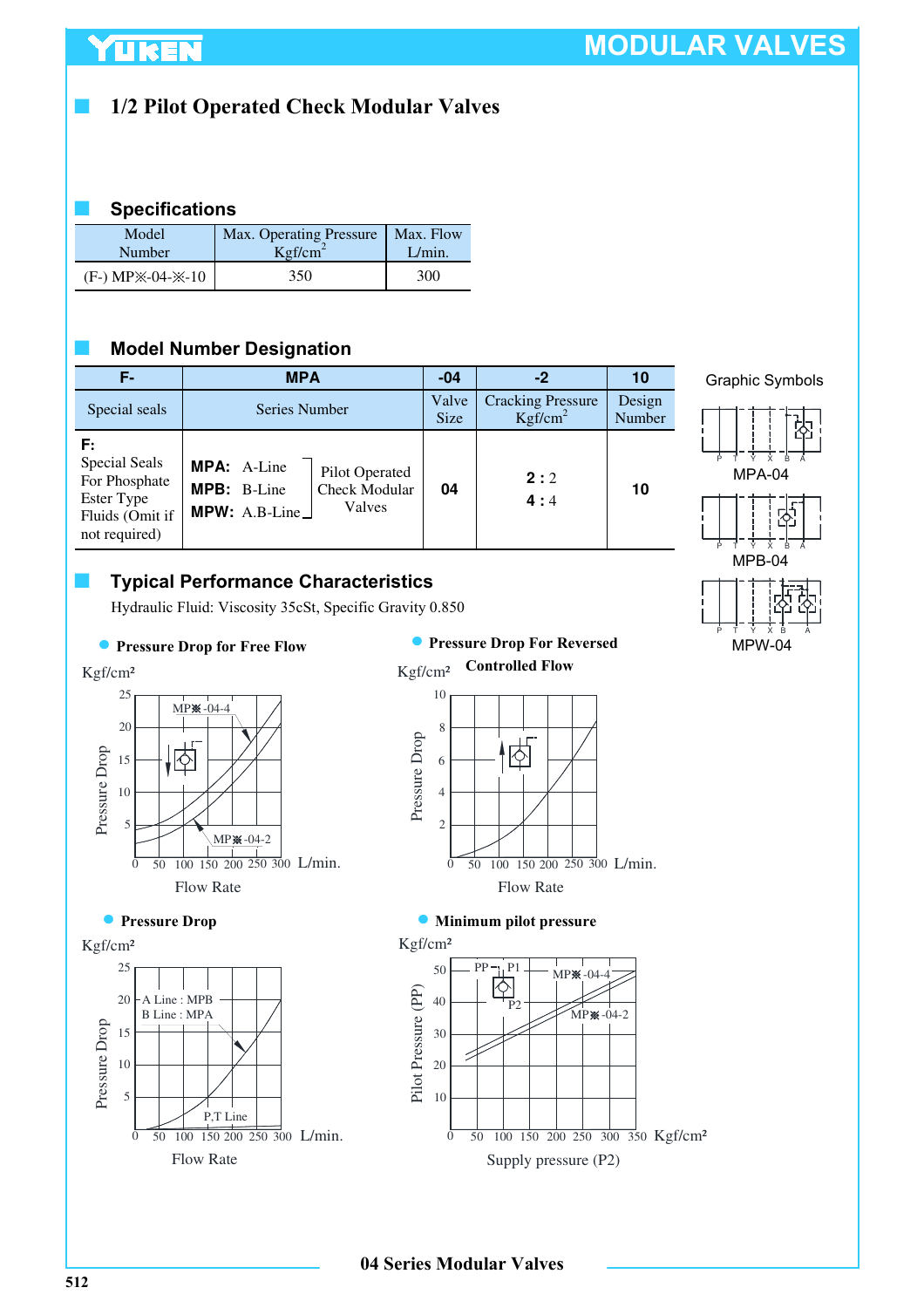## 1/2 Pilot Operated Check Modular Valves

### Specifications

| Model Number | Max. Operating Pressure Kgf/cm$^2$ | Max. Flow L/min. |
|---|---|---|
| (F-) MP※-04-※-10 | 350 | 300 |

### Model Number Designation

| F- | MPA | -04 | -2 | 10 |
|---|---|---|---|---|
| Special seals | Series Number | Valve Size | Cracking Pressure Kgf/cm$^2$ | Design Number |
| **F:** Special Seals For Phosphate Ester Type Fluids (Omit if not required) | **MPA:** A-Line<br>**MPB:** B-Line<br>**MPW:** A.B-Line<br>Pilot Operated Check Modular Valves | 04 | **2 :** 2<br>**4 :** 4 | 10 |

Graphic Symbols

MPA-04

MPB-04

MPW-04

### Typical Performance Characteristics

Hydraulic Fluid: Viscosity 35cSt, Specific Gravity 0.850

- **Pressure Drop for Free Flow**

Kgf/cm²
Pressure Drop
MP※-04-4
MP※-04-2
L/min.
Flow Rate

- **Pressure Drop For Reversed Controlled Flow**

Kgf/cm²
Pressure Drop
L/min.
Flow Rate

- **Pressure Drop**

Kgf/cm²
Pressure Drop
A Line : MPB
B Line : MPA
P,T Line
L/min.
Flow Rate

- **Minimum pilot pressure**

Kgf/cm²
Pilot Pressure (PP)
PP P1 P2
MP※-04-4
MP※-04-2
Kgf/cm²
Supply pressure (P2)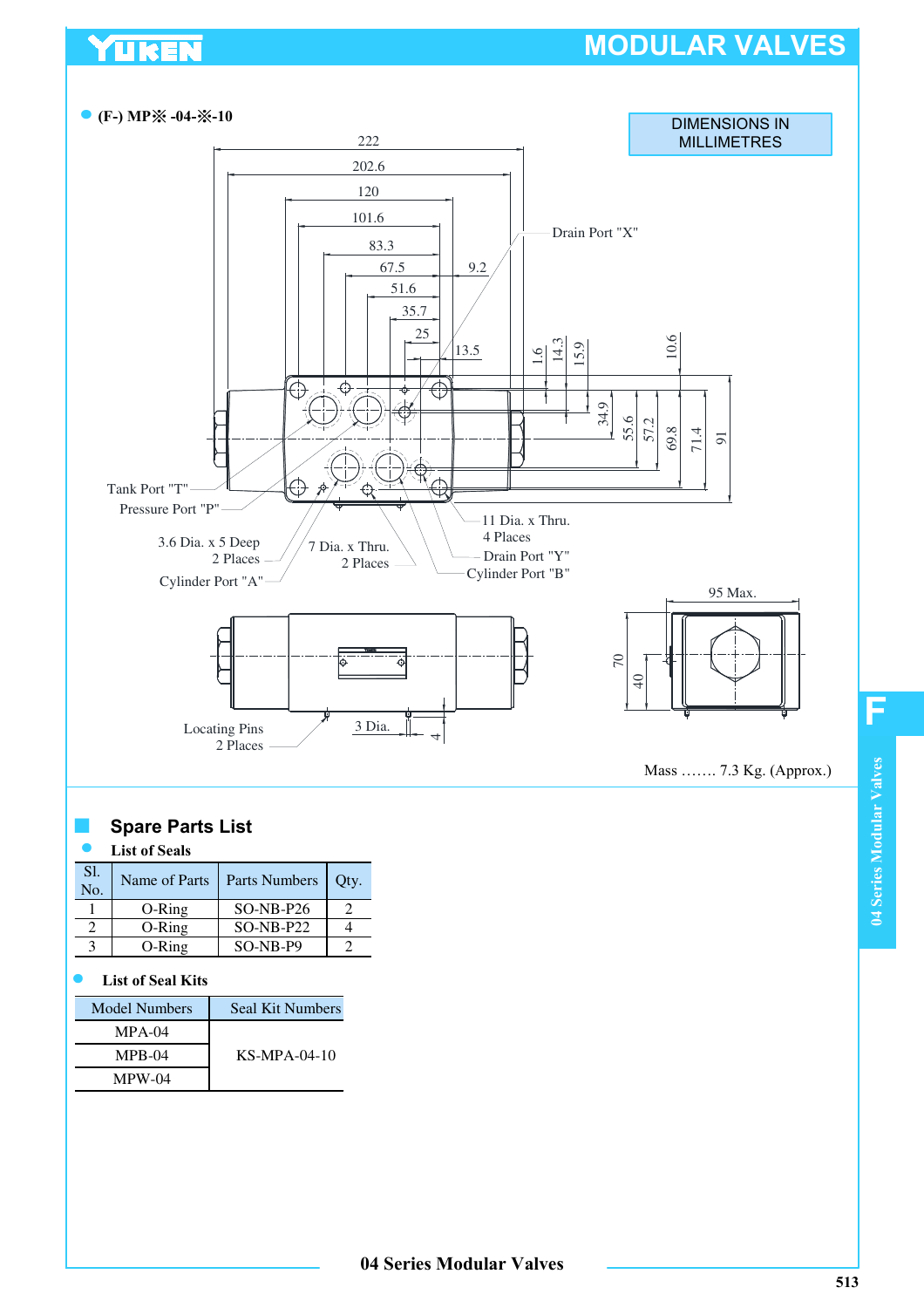- **(F-) MP※ -04-※-10**

DIMENSIONS IN MILLIMETRES

222
202.6
120
101.6
83.3
67.5
9.2
51.6
35.7
25
13.5

Drain Port "X"

1.6
14.3
15.9
10.6
34.9
55.6
57.2
69.8
71.4
91

Tank Port "T"
Pressure Port "P"
3.6 Dia. x 5 Deep
2 Places
Cylinder Port "A"
7 Dia. x Thru.
2 Places
11 Dia. x Thru.
4 Places
Drain Port "Y"
Cylinder Port "B"

95 Max.
70
40

Locating Pins
2 Places
3 Dia.
4

Mass ....... 7.3 Kg. (Approx.)

## Spare Parts List

- **List of Seals**

| Sl. No. | Name of Parts | Parts Numbers | Qty. |
|---|---|---|---|
| 1 | O-Ring | SO-NB-P26 | 2 |
| 2 | O-Ring | SO-NB-P22 | 4 |
| 3 | O-Ring | SO-NB-P9 | 2 |

- **List of Seal Kits**

| Model Numbers | Seal Kit Numbers |
|---|---|
| MPA-04 | KS-MPA-04-10 |
| MPB-04 | |
| MPW-04 | |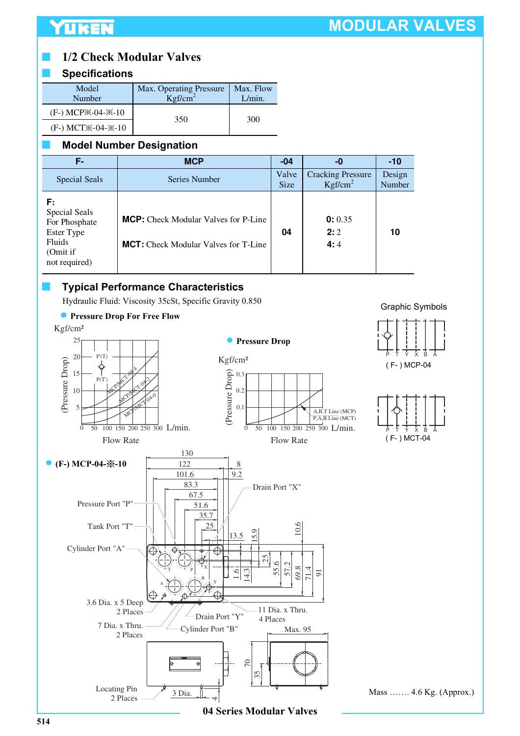## 1/2 Check Modular Valves

### Specifications

| Model Number | Max. Operating Pressure Kgf/cm$^2$ | Max. Flow L/min. |
|---|---|---|
| (F-) MCP※-04-※-10 | 350 | 300 |
| (F-) MCT※-04-※-10 | 350 | 300 |

### Model Number Designation

| F- | MCP | -04 | -0 | -10 |
|---|---|---|---|---|
| Special Seals | Series Number | Valve Size | Cracking Pressure Kgf/cm$^2$ | Design Number |
| **F:** Special Seals For Phosphate Ester Type Fluids (Omit if not required) | **MCP:** Check Modular Valves for P-Line<br>**MCT:** Check Modular Valves for T-Line | **04** | **0:** 0.35<br>**2:** 2<br>**4:** 4 | **10** |

### Typical Performance Characteristics

Hydraulic Fluid: Viscosity 35cSt, Specific Gravity 0.850

- **Pressure Drop For Free Flow**

Kgf/cm² (Pressure Drop) vs. Flow Rate L/min. — curves: MCP/MCT-04-4, MCP/MCT-04-2, MCP/MCT-04-0; P'(T), P(T)

- **Pressure Drop**

Kgf/cm² (Pressure Drop) vs. Flow Rate L/min. — A,B,T Line (MCP); P,A,B Line (MCT)

Graphic Symbols

( F- ) MCP-04

( F- ) MCT-04

- **(F-) MCP-04-※-10**

Pressure Port "P"

Tank Port "T"

Cylinder Port "A"

Drain Port "X"

Drain Port "Y"

Cylinder Port "B"

3.6 Dia. x 5 Deep 2 Places

7 Dia. x Thru. 2 Places

11 Dia. x Thru. 4 Places

Locating Pin 2 Places

Max. 95

Mass ....... 4.6 Kg. (Approx.)

04 Series Modular Valves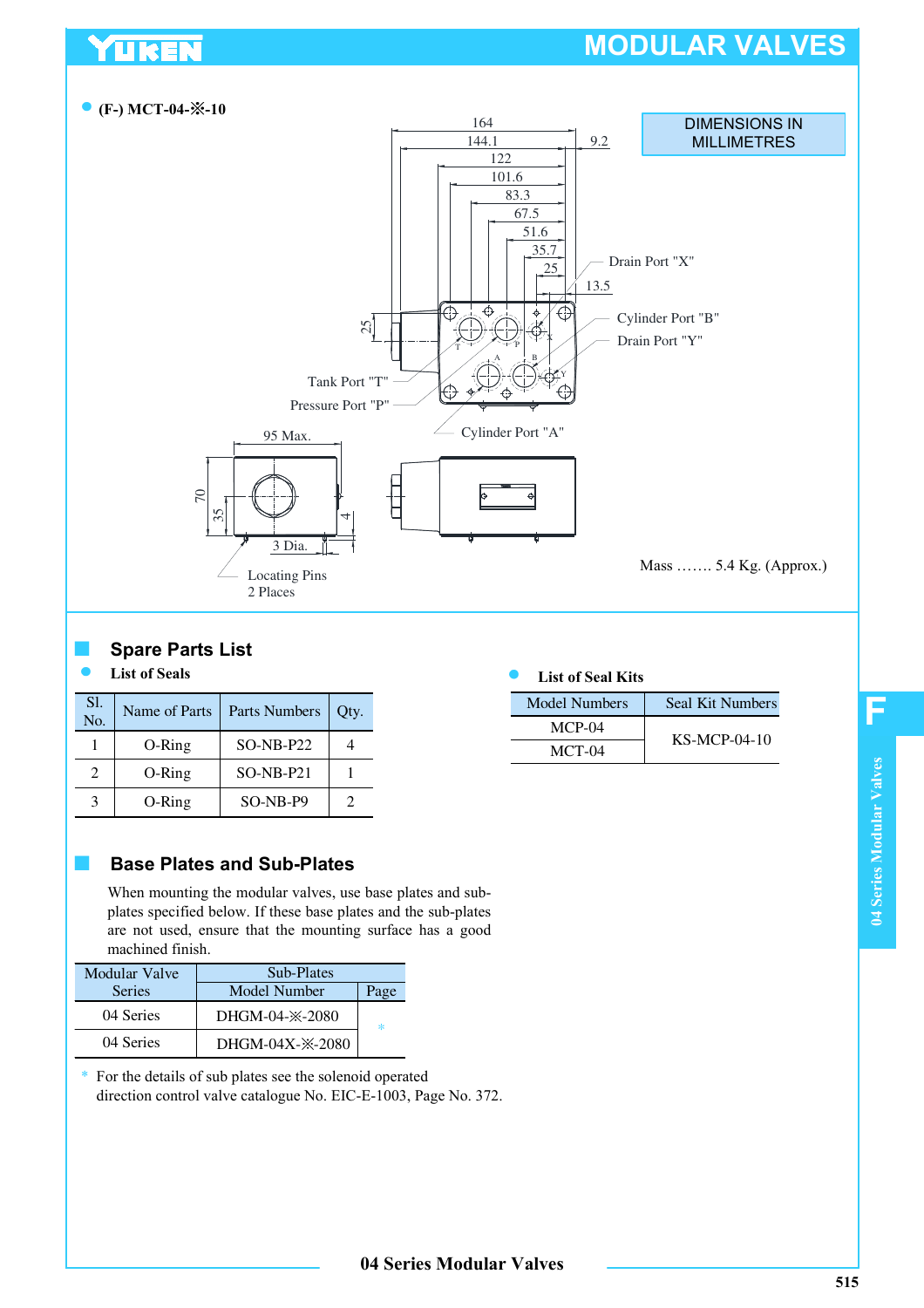- **(F-) MCT-04-※-10**

DIMENSIONS IN MILLIMETRES

Mass ……. 5.4 Kg. (Approx.)

## Spare Parts List

- **List of Seals**

| Sl. No. | Name of Parts | Parts Numbers | Qty. |
|---|---|---|---|
| 1 | O-Ring | SO-NB-P22 | 4 |
| 2 | O-Ring | SO-NB-P21 | 1 |
| 3 | O-Ring | SO-NB-P9 | 2 |

- **List of Seal Kits**

| Model Numbers | Seal Kit Numbers |
|---|---|
| MCP-04 | KS-MCP-04-10 |
| MCT-04 | |

## Base Plates and Sub-Plates

When mounting the modular valves, use base plates and sub-plates specified below. If these base plates and the sub-plates are not used, ensure that the mounting surface has a good machined finish.

| Modular Valve Series | Sub-Plates | |
|---|---|---|
| | Model Number | Page |
| 04 Series | DHGM-04-※-2080 | * |
| 04 Series | DHGM-04X-※-2080 | |

\* For the details of sub plates see the solenoid operated direction control valve catalogue No. EIC-E-1003, Page No. 372.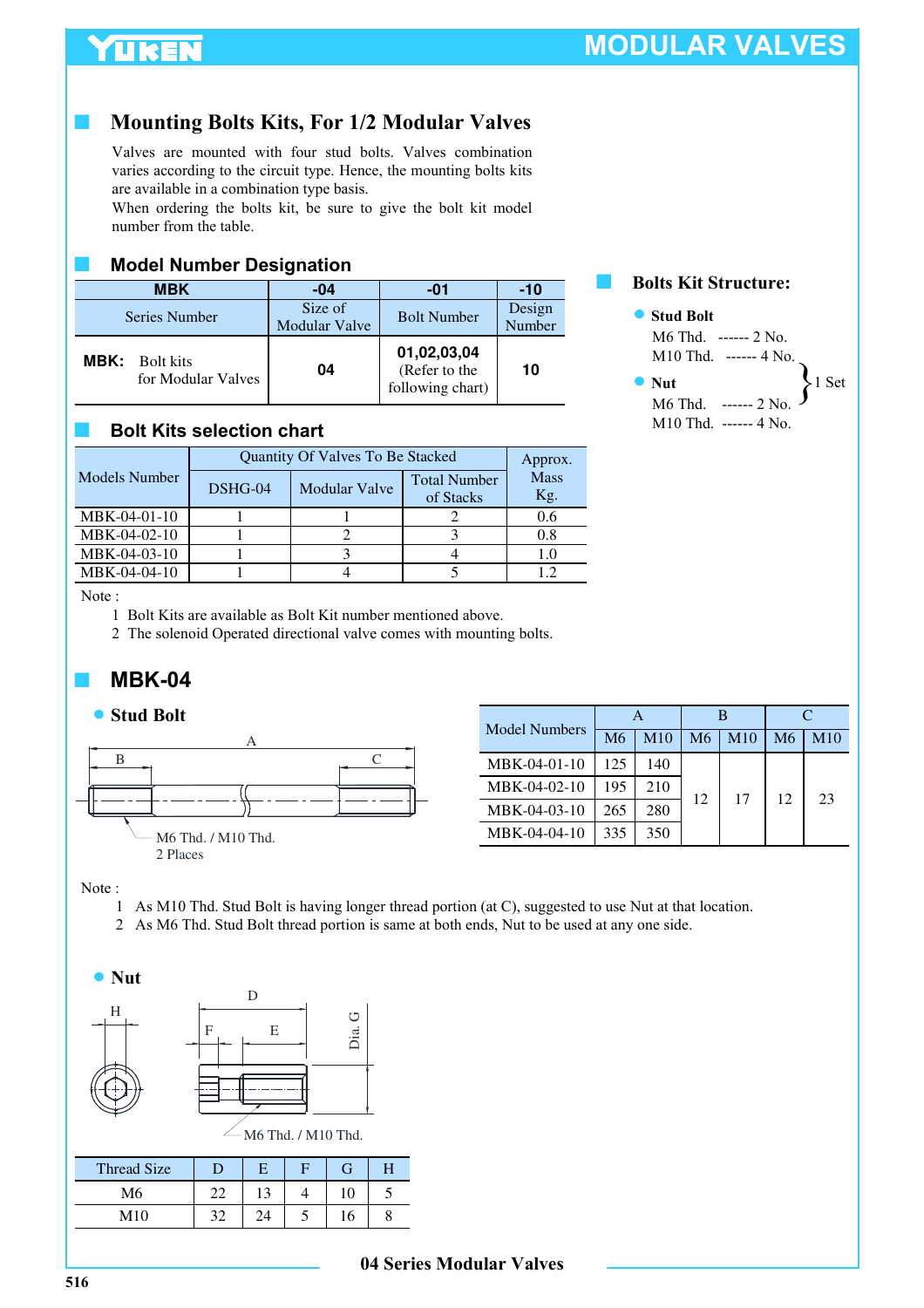## Mounting Bolts Kits, For 1/2 Modular Valves

Valves are mounted with four stud bolts. Valves combination varies according to the circuit type. Hence, the mounting bolts kits are available in a combination type basis.
When ordering the bolts kit, be sure to give the bolt kit model number from the table.

### Model Number Designation

| MBK | -04 | -01 | -10 |
|---|---|---|---|
| Series Number | Size of Modular Valve | Bolt Number | Design Number |
| **MBK:** Bolt kits for Modular Valves | **04** | **01,02,03,04** (Refer to the following chart) | **10** |

### Bolts Kit Structure:

- **Stud Bolt**
  - M6 Thd. ------ 2 No.
  - M10 Thd. ------ 4 No.
- **Nut**
  - M6 Thd. ------ 2 No.
  - M10 Thd. ------ 4 No.

} 1 Set

### Bolt Kits selection chart

| Models Number | Quantity Of Valves To Be Stacked | | | Approx. Mass Kg. |
|---|---|---|---|---|
| | DSHG-04 | Modular Valve | Total Number of Stacks | |
| MBK-04-01-10 | 1 | 1 | 2 | 0.6 |
| MBK-04-02-10 | 1 | 2 | 3 | 0.8 |
| MBK-04-03-10 | 1 | 3 | 4 | 1.0 |
| MBK-04-04-10 | 1 | 4 | 5 | 1.2 |

Note :
1 Bolt Kits are available as Bolt Kit number mentioned above.
2 The solenoid Operated directional valve comes with mounting bolts.

## MBK-04

- **Stud Bolt**

A
B
C
M6 Thd. / M10 Thd.
2 Places

| Model Numbers | A | | B | | C | |
|---|---|---|---|---|---|---|
| | M6 | M10 | M6 | M10 | M6 | M10 |
| MBK-04-01-10 | 125 | 140 | 12 | 17 | 12 | 23 |
| MBK-04-02-10 | 195 | 210 | 12 | 17 | 12 | 23 |
| MBK-04-03-10 | 265 | 280 | 12 | 17 | 12 | 23 |
| MBK-04-04-10 | 335 | 350 | 12 | 17 | 12 | 23 |

Note :
1 As M10 Thd. Stud Bolt is having longer thread portion (at C), suggested to use Nut at that location.
2 As M6 Thd. Stud Bolt thread portion is same at both ends, Nut to be used at any one side.

- **Nut**

H
D
F
E
Dia. G
M6 Thd. / M10 Thd.

| Thread Size | D | E | F | G | H |
|---|---|---|---|---|---|
| M6 | 22 | 13 | 4 | 10 | 5 |
| M10 | 32 | 24 | 5 | 16 | 8 |